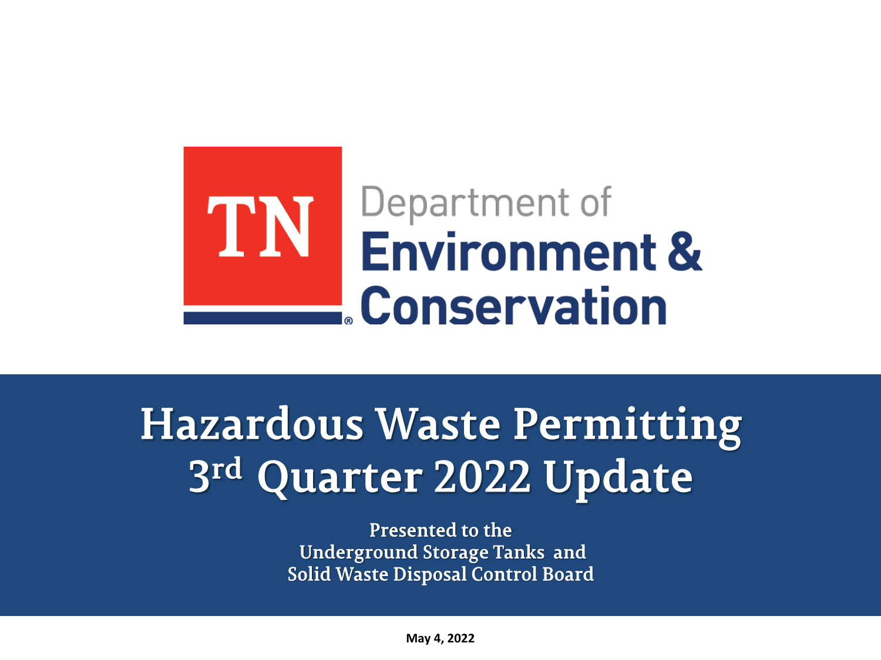TN Department of Environment & Conservation

# Hazardous Waste Permitting 3rd Quarter 2022 Update

Presented to the
Underground Storage Tanks and
Solid Waste Disposal Control Board

**May 4, 2022**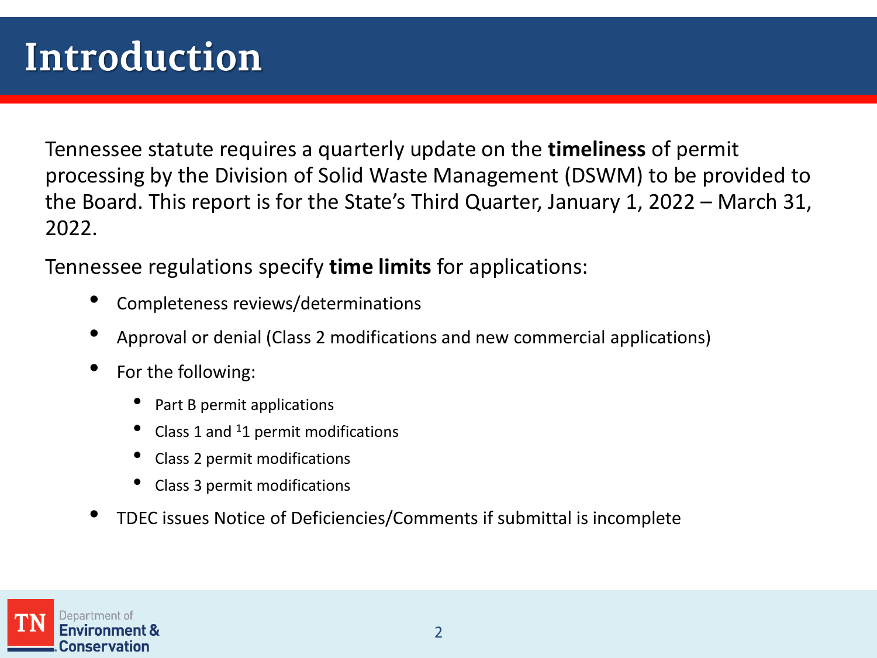# Introduction

Tennessee statute requires a quarterly update on the **timeliness** of permit processing by the Division of Solid Waste Management (DSWM) to be provided to the Board. This report is for the State's Third Quarter, January 1, 2022 – March 31, 2022.

Tennessee regulations specify **time limits** for applications:

- Completeness reviews/determinations
- Approval or denial (Class 2 modifications and new commercial applications)
- For the following:
  - Part B permit applications
  - Class 1 and [1]1 permit modifications
  - Class 2 permit modifications
  - Class 3 permit modifications
- TDEC issues Notice of Deficiencies/Comments if submittal is incomplete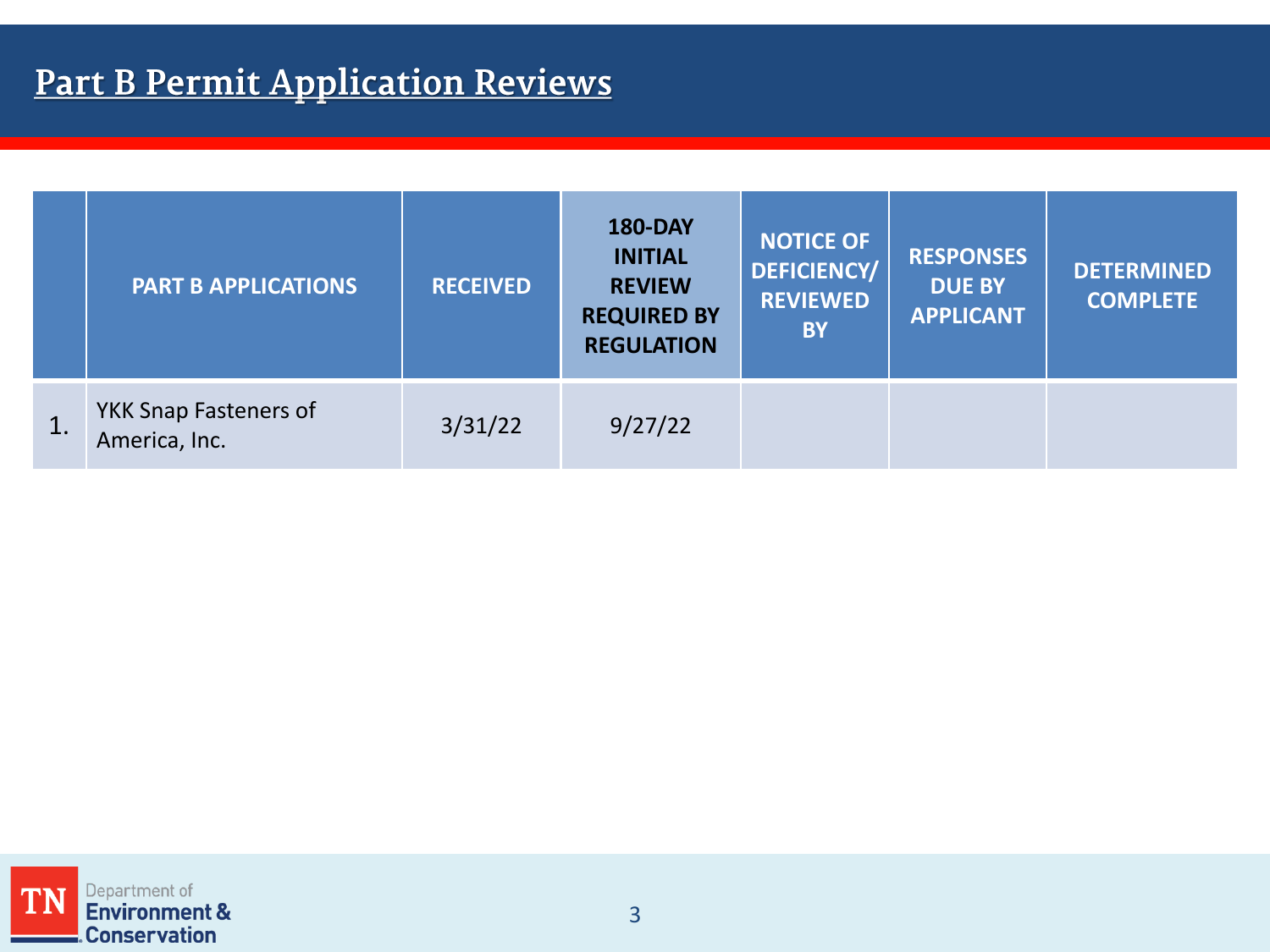# Part B Permit Application Reviews

| | PART B APPLICATIONS | RECEIVED | 180-DAY INITIAL REVIEW REQUIRED BY REGULATION | NOTICE OF DEFICIENCY/ REVIEWED BY | RESPONSES DUE BY APPLICANT | DETERMINED COMPLETE |
|---|---|---|---|---|---|---|
| 1. | YKK Snap Fasteners of America, Inc. | 3/31/22 | 9/27/22 | | | |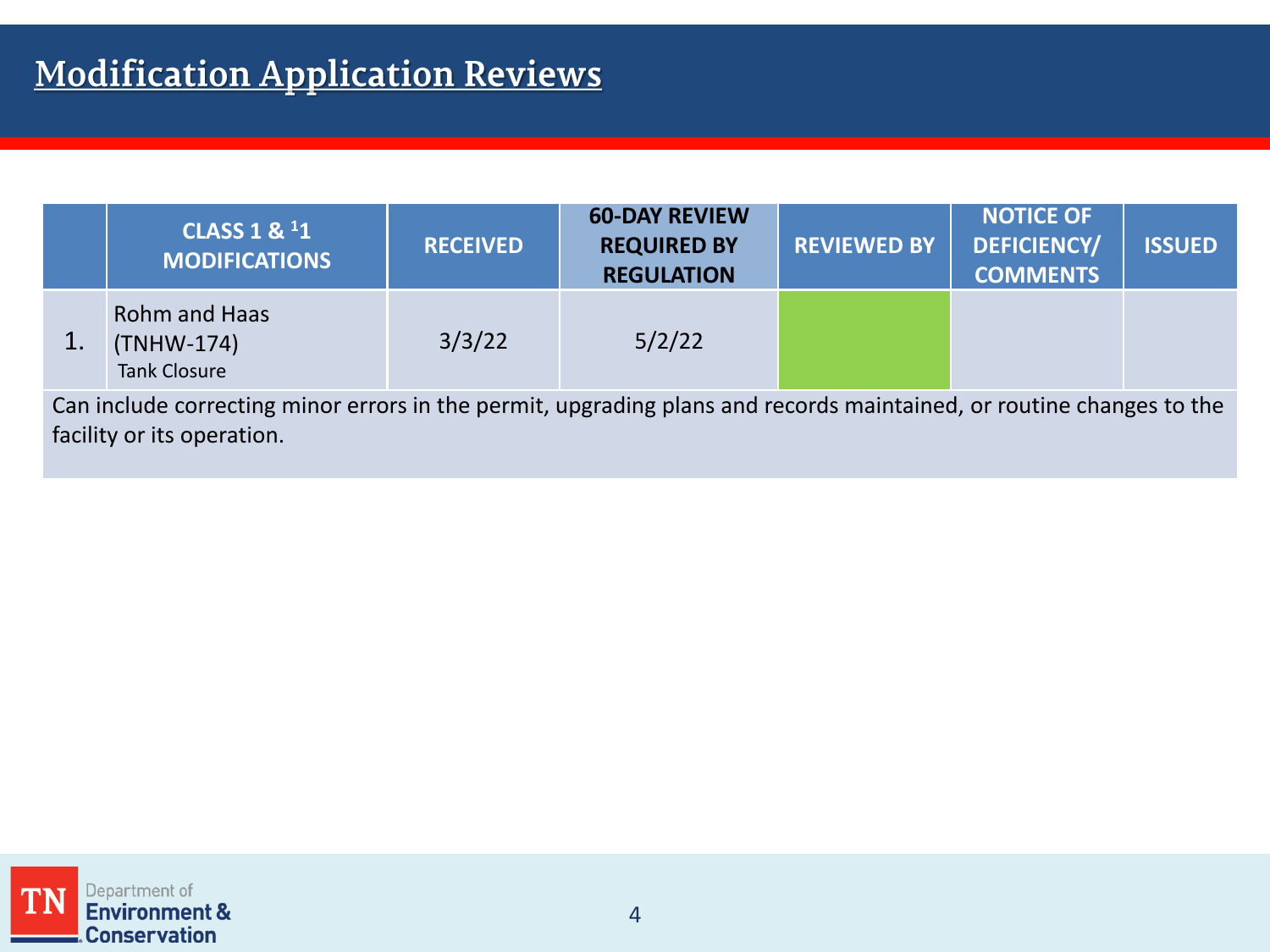# Modification Application Reviews

| | CLASS 1 & [1]1 MODIFICATIONS | RECEIVED | 60-DAY REVIEW REQUIRED BY REGULATION | REVIEWED BY | NOTICE OF DEFICIENCY/ COMMENTS | ISSUED |
|---|---|---|---|---|---|---|
| 1. | Rohm and Haas (TNHW-174) Tank Closure | 3/3/22 | 5/2/22 | | | |
| Can include correcting minor errors in the permit, upgrading plans and records maintained, or routine changes to the facility or its operation. | | | | | | |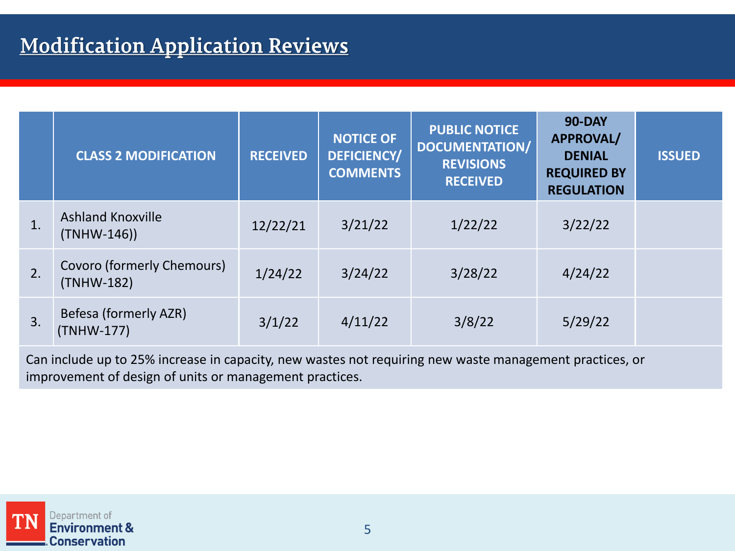# Modification Application Reviews

| | CLASS 2 MODIFICATION | RECEIVED | NOTICE OF DEFICIENCY/ COMMENTS | PUBLIC NOTICE DOCUMENTATION/ REVISIONS RECEIVED | 90-DAY APPROVAL/ DENIAL REQUIRED BY REGULATION | ISSUED |
|---|---|---|---|---|---|---|
| 1. | Ashland Knoxville (TNHW-146)) | 12/22/21 | 3/21/22 | 1/22/22 | 3/22/22 | |
| 2. | Covoro (formerly Chemours) (TNHW-182) | 1/24/22 | 3/24/22 | 3/28/22 | 4/24/22 | |
| 3. | Befesa (formerly AZR) (TNHW-177) | 3/1/22 | 4/11/22 | 3/8/22 | 5/29/22 | |

Can include up to 25% increase in capacity, new wastes not requiring new waste management practices, or improvement of design of units or management practices.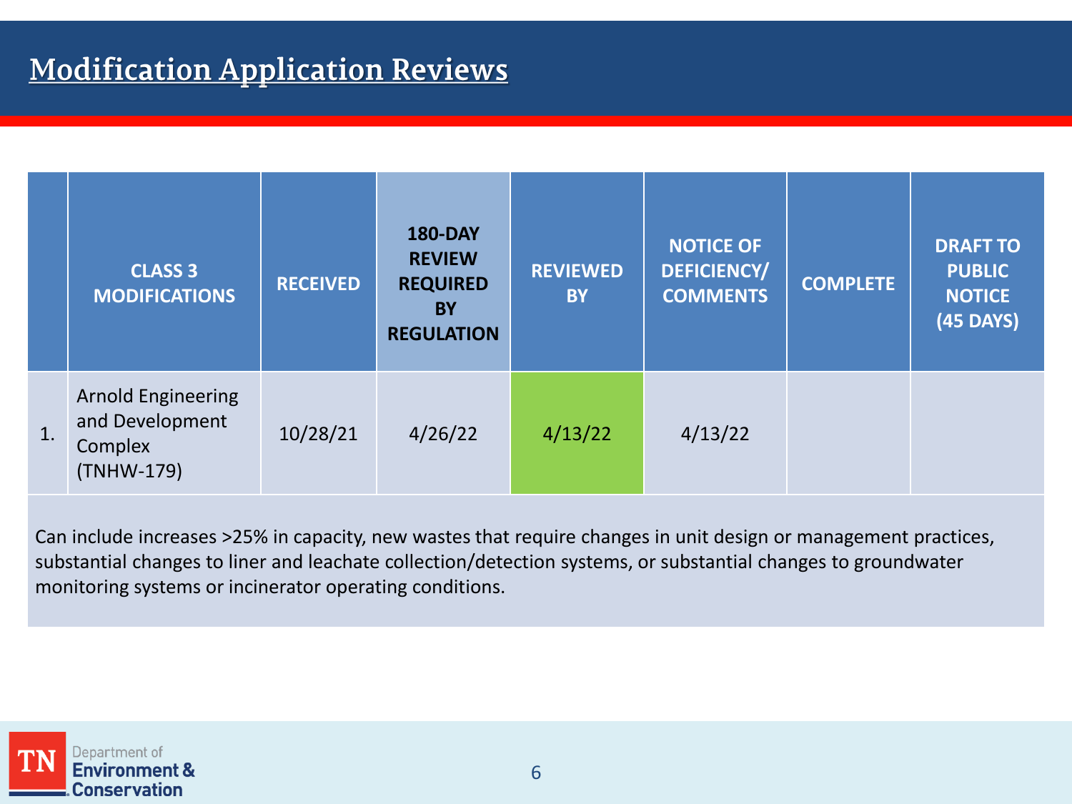# Modification Application Reviews

| | CLASS 3 MODIFICATIONS | RECEIVED | 180-DAY REVIEW REQUIRED BY REGULATION | REVIEWED BY | NOTICE OF DEFICIENCY/ COMMENTS | COMPLETE | DRAFT TO PUBLIC NOTICE (45 DAYS) |
|---|---|---|---|---|---|---|---|
| 1. | Arnold Engineering and Development Complex (TNHW-179) | 10/28/21 | 4/26/22 | 4/13/22 | 4/13/22 | | |

Can include increases >25% in capacity, new wastes that require changes in unit design or management practices, substantial changes to liner and leachate collection/detection systems, or substantial changes to groundwater monitoring systems or incinerator operating conditions.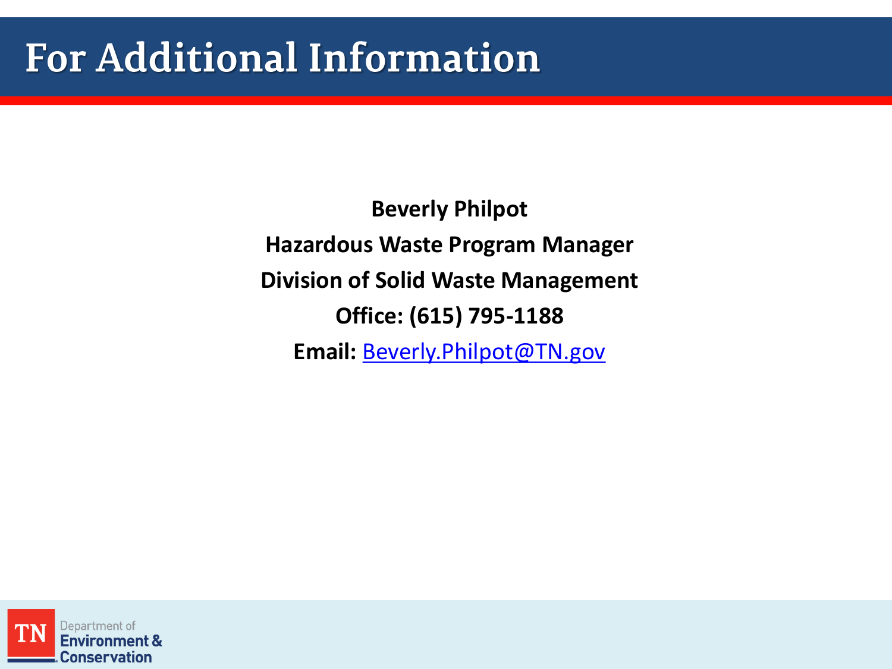# For Additional Information

**Beverly Philpot**

**Hazardous Waste Program Manager**

**Division of Solid Waste Management**

**Office: (615) 795-1188**

**Email:** Beverly.Philpot@TN.gov

TN Department of Environment & Conservation